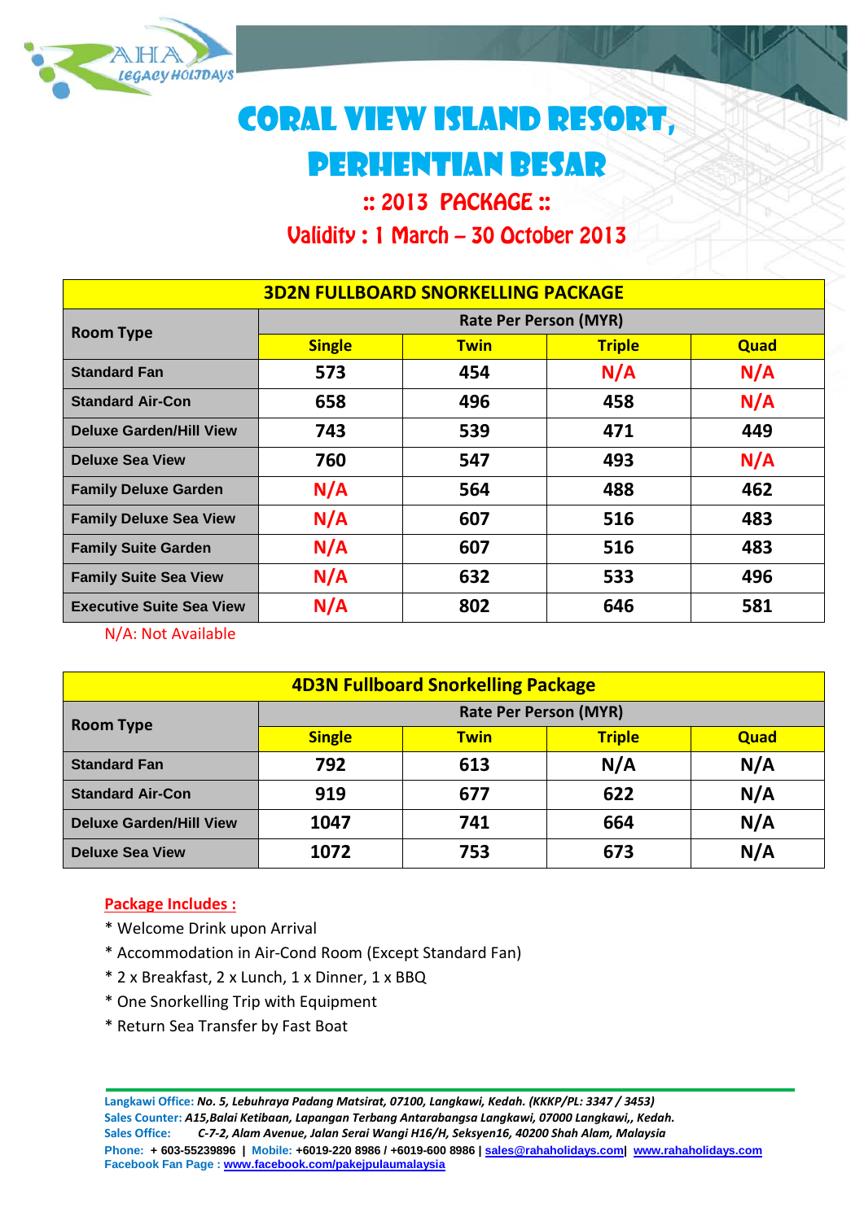RAHA Legacy Holidays

# CORAL VIEW ISLAND RESORT, PERHENTIAN BESAR

## :: 2013 PACKAGE ::

## Validity : 1 March – 30 October 2013

| 3D2N FULLBOARD SNORKELLING PACKAGE | | | | |
|---|---|---|---|---|
| Room Type | Rate Per Person (MYR) | | | |
| | Single | Twin | Triple | Quad |
| Standard Fan | 573 | 454 | N/A | N/A |
| Standard Air-Con | 658 | 496 | 458 | N/A |
| Deluxe Garden/Hill View | 743 | 539 | 471 | 449 |
| Deluxe Sea View | 760 | 547 | 493 | N/A |
| Family Deluxe Garden | N/A | 564 | 488 | 462 |
| Family Deluxe Sea View | N/A | 607 | 516 | 483 |
| Family Suite Garden | N/A | 607 | 516 | 483 |
| Family Suite Sea View | N/A | 632 | 533 | 496 |
| Executive Suite Sea View | N/A | 802 | 646 | 581 |

N/A: Not Available

| 4D3N Fullboard Snorkelling Package | | | | |
|---|---|---|---|---|
| Room Type | Rate Per Person (MYR) | | | |
| | Single | Twin | Triple | Quad |
| Standard Fan | 792 | 613 | N/A | N/A |
| Standard Air-Con | 919 | 677 | 622 | N/A |
| Deluxe Garden/Hill View | 1047 | 741 | 664 | N/A |
| Deluxe Sea View | 1072 | 753 | 673 | N/A |

**Package Includes :**

* Welcome Drink upon Arrival
* Accommodation in Air-Cond Room (Except Standard Fan)
* 2 x Breakfast, 2 x Lunch, 1 x Dinner, 1 x BBQ
* One Snorkelling Trip with Equipment
* Return Sea Transfer by Fast Boat

**Langkawi Office:** *No. 5, Lebuhraya Padang Matsirat, 07100, Langkawi, Kedah. (KKKP/PL: 3347 / 3453)*
**Sales Counter:** *A15,Balai Ketibaan, Lapangan Terbang Antarabangsa Langkawi, 07000 Langkawi,, Kedah.*
**Sales Office:** *C-7-2, Alam Avenue, Jalan Serai Wangi H16/H, Seksyen16, 40200 Shah Alam, Malaysia*
**Phone:** + 603-55239896 | **Mobile:** +6019-220 8986 / +6019-600 8986 | sales@rahaholidays.com| www.rahaholidays.com
**Facebook Fan Page :** www.facebook.com/pakejpulaumalaysia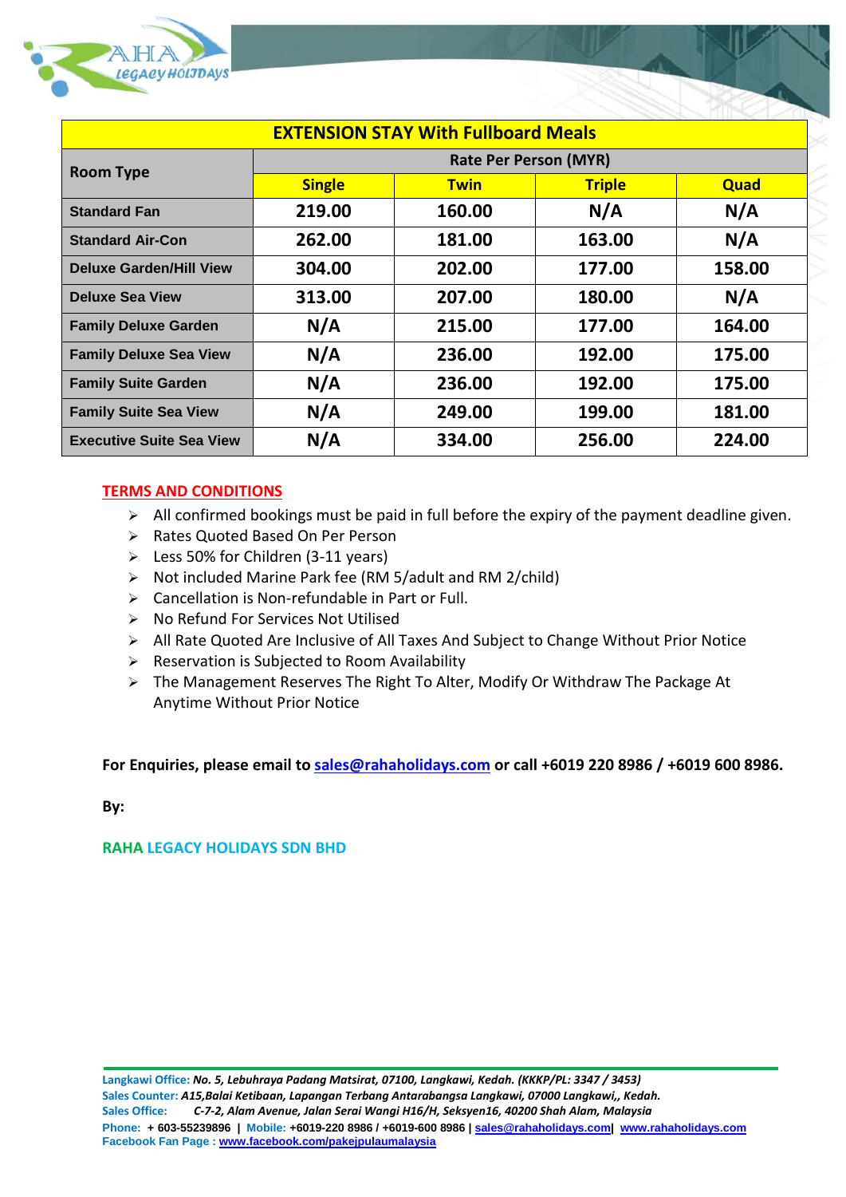| EXTENSION STAY With Fullboard Meals | | | | |
|---|---|---|---|---|
| Room Type | Rate Per Person (MYR) | | | |
| | Single | Twin | Triple | Quad |
| Standard Fan | 219.00 | 160.00 | N/A | N/A |
| Standard Air-Con | 262.00 | 181.00 | 163.00 | N/A |
| Deluxe Garden/Hill View | 304.00 | 202.00 | 177.00 | 158.00 |
| Deluxe Sea View | 313.00 | 207.00 | 180.00 | N/A |
| Family Deluxe Garden | N/A | 215.00 | 177.00 | 164.00 |
| Family Deluxe Sea View | N/A | 236.00 | 192.00 | 175.00 |
| Family Suite Garden | N/A | 236.00 | 192.00 | 175.00 |
| Family Suite Sea View | N/A | 249.00 | 199.00 | 181.00 |
| Executive Suite Sea View | N/A | 334.00 | 256.00 | 224.00 |

## TERMS AND CONDITIONS

- All confirmed bookings must be paid in full before the expiry of the payment deadline given.
- Rates Quoted Based On Per Person
- Less 50% for Children (3-11 years)
- Not included Marine Park fee (RM 5/adult and RM 2/child)
- Cancellation is Non-refundable in Part or Full.
- No Refund For Services Not Utilised
- All Rate Quoted Are Inclusive of All Taxes And Subject to Change Without Prior Notice
- Reservation is Subjected to Room Availability
- The Management Reserves The Right To Alter, Modify Or Withdraw The Package At Anytime Without Prior Notice

**For Enquiries, please email to sales@rahaholidays.com or call +6019 220 8986 / +6019 600 8986.**

**By:**

**RAHA LEGACY HOLIDAYS SDN BHD**

**Langkawi Office:** *No. 5, Lebuhraya Padang Matsirat, 07100, Langkawi, Kedah. (KKKP/PL: 3347 / 3453)*
**Sales Counter:** *A15,Balai Ketibaan, Lapangan Terbang Antarabangsa Langkawi, 07000 Langkawi,, Kedah.*
**Sales Office:** *C-7-2, Alam Avenue, Jalan Serai Wangi H16/H, Seksyen16, 40200 Shah Alam, Malaysia*
**Phone:** + 603-55239896 | **Mobile:** +6019-220 8986 / +6019-600 8986 | sales@rahaholidays.com | www.rahaholidays.com
**Facebook Fan Page :** www.facebook.com/pakejpulaumalaysia